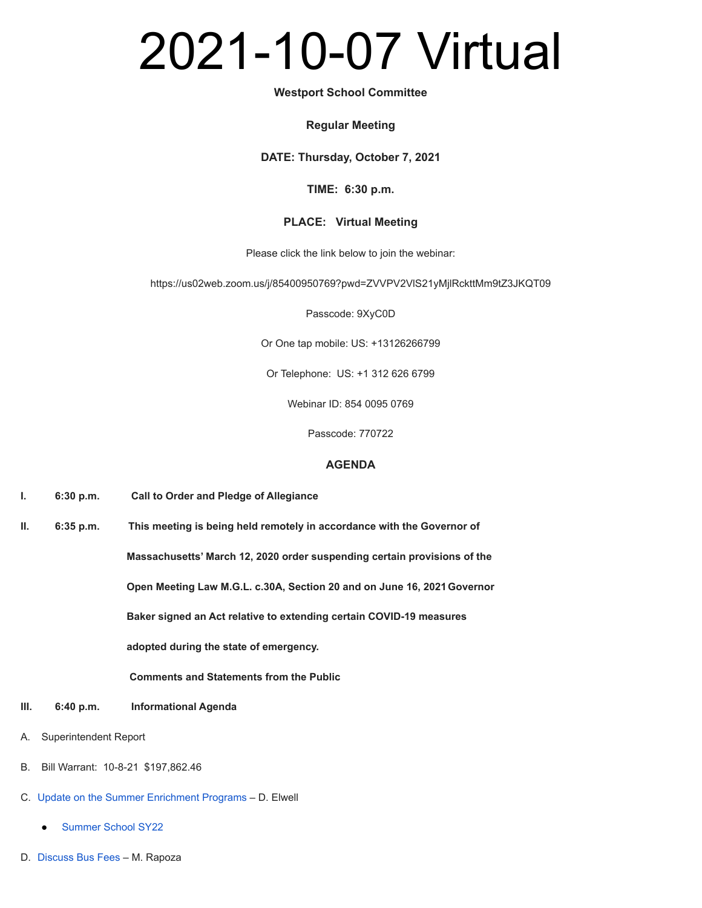# 2021-10-07 Virtual

**Westport School Committee**

**Regular Meeting**

**DATE: Thursday, October 7, 2021**

**TIME: 6:30 p.m.**

**PLACE: Virtual Meeting**

Please click the link below to join the webinar:

https://us02web.zoom.us/j/85400950769?pwd=ZVVPV2VlS21yMjlRckttMm9tZ3JKQT09

Passcode: 9XyC0D

Or One tap mobile: US: +13126266799

Or Telephone: US: +1 312 626 6799

Webinar ID: 854 0095 0769

Passcode: 770722

**AGENDA**

**I. 6:30 p.m. Call to Order and Pledge of Allegiance**

**II. 6:35 p.m. This meeting is being held remotely in accordance with the Governor of Massachusetts' March 12, 2020 order suspending certain provisions of the Open Meeting Law M.G.L. c.30A, Section 20 and on June 16, 2021 Governor Baker signed an Act relative to extending certain COVID-19 measures adopted during the state of emergency.**

**Comments and Statements from the Public**

**III. 6:40 p.m. Informational Agenda**

A. Superintendent Report

B. Bill Warrant: 10-8-21 $197,862.46

C. Update on the Summer Enrichment Programs – D. Elwell

- Summer School SY22

D. Discuss Bus Fees – M. Rapoza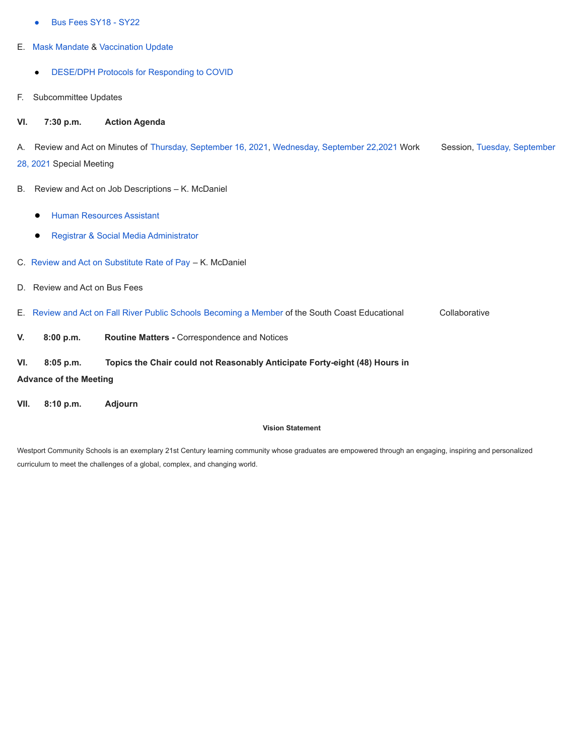- Bus Fees SY18 - SY22

E. Mask Mandate & Vaccination Update

- DESE/DPH Protocols for Responding to COVID

F. Subcommittee Updates

**VI. 7:30 p.m. Action Agenda**

A. Review and Act on Minutes of Thursday, September 16, 2021, Wednesday, September 22,2021 Work Session, Tuesday, September 28, 2021 Special Meeting

B. Review and Act on Job Descriptions – K. McDaniel

- Human Resources Assistant
- Registrar & Social Media Administrator

C. Review and Act on Substitute Rate of Pay – K. McDaniel

D. Review and Act on Bus Fees

E. Review and Act on Fall River Public Schools Becoming a Member of the South Coast Educational Collaborative

**V. 8:00 p.m. Routine Matters -** Correspondence and Notices

**VI. 8:05 p.m. Topics the Chair could not Reasonably Anticipate Forty-eight (48) Hours in Advance of the Meeting**

**VII. 8:10 p.m. Adjourn**

**Vision Statement**

Westport Community Schools is an exemplary 21st Century learning community whose graduates are empowered through an engaging, inspiring and personalized curriculum to meet the challenges of a global, complex, and changing world.